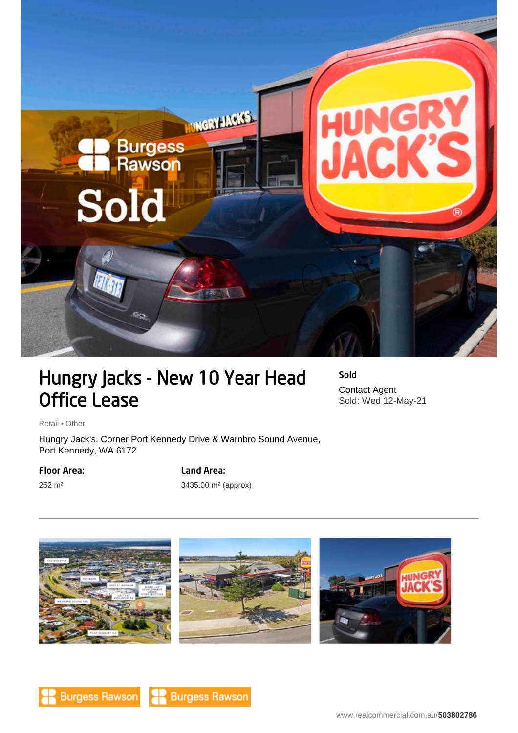# Hungry Jacks - New 10 Year Head Office Lease

**Sold**

Contact Agent
Sold: Wed 12-May-21

Retail • Other

Hungry Jack's, Corner Port Kennedy Drive & Warnbro Sound Avenue, Port Kennedy, WA 6172

**Floor Area:**

252 m²

**Land Area:**

3435.00 m² (approx)

---

Burgess Rawson Burgess Rawson

www.realcommercial.com.au/**503802786**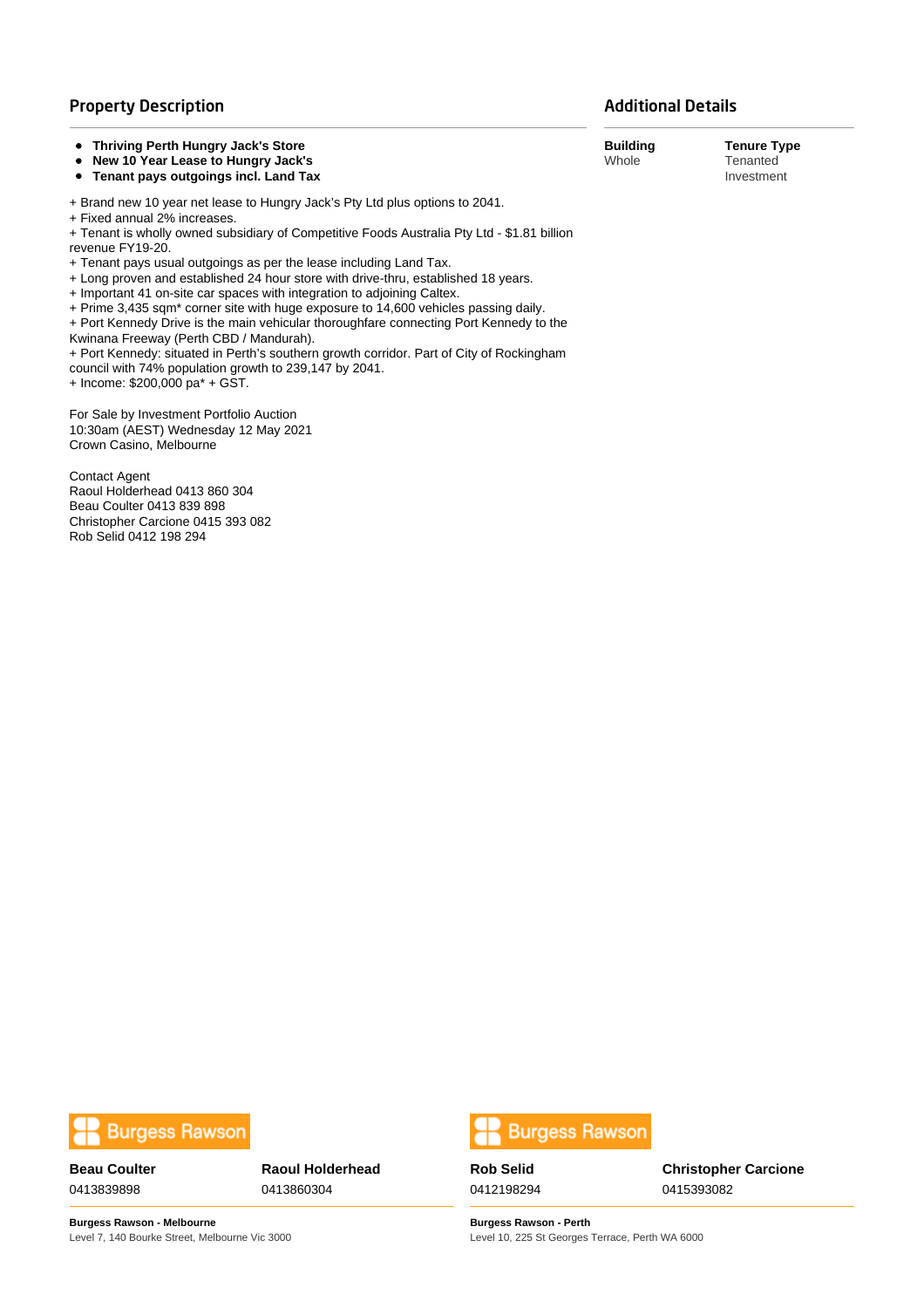## Property Description

- **Thriving Perth Hungry Jack's Store**
- **New 10 Year Lease to Hungry Jack's**
- **Tenant pays outgoings incl. Land Tax**

+ Brand new 10 year net lease to Hungry Jack's Pty Ltd plus options to 2041.
+ Fixed annual 2% increases.
+ Tenant is wholly owned subsidiary of Competitive Foods Australia Pty Ltd - $1.81 billion revenue FY19-20.
+ Tenant pays usual outgoings as per the lease including Land Tax.
+ Long proven and established 24 hour store with drive-thru, established 18 years.
+ Important 41 on-site car spaces with integration to adjoining Caltex.
+ Prime 3,435 sqm* corner site with huge exposure to 14,600 vehicles passing daily.
+ Port Kennedy Drive is the main vehicular thoroughfare connecting Port Kennedy to the Kwinana Freeway (Perth CBD / Mandurah).
+ Port Kennedy: situated in Perth's southern growth corridor. Part of City of Rockingham council with 74% population growth to 239,147 by 2041.
+ Income: $200,000 pa* + GST.

For Sale by Investment Portfolio Auction
10:30am (AEST) Wednesday 12 May 2021
Crown Casino, Melbourne

Contact Agent
Raoul Holderhead 0413 860 304
Beau Coulter 0413 839 898
Christopher Carcione 0415 393 082
Rob Selid 0412 198 294

## Additional Details

**Building**
Whole

**Tenure Type**
Tenanted Investment

Burgess Rawson

**Beau Coulter**
0413839898

**Raoul Holderhead**
0413860304

**Burgess Rawson - Melbourne**
Level 7, 140 Bourke Street, Melbourne Vic 3000

Burgess Rawson

**Rob Selid**
0412198294

**Christopher Carcione**
0415393082

**Burgess Rawson - Perth**
Level 10, 225 St Georges Terrace, Perth WA 6000